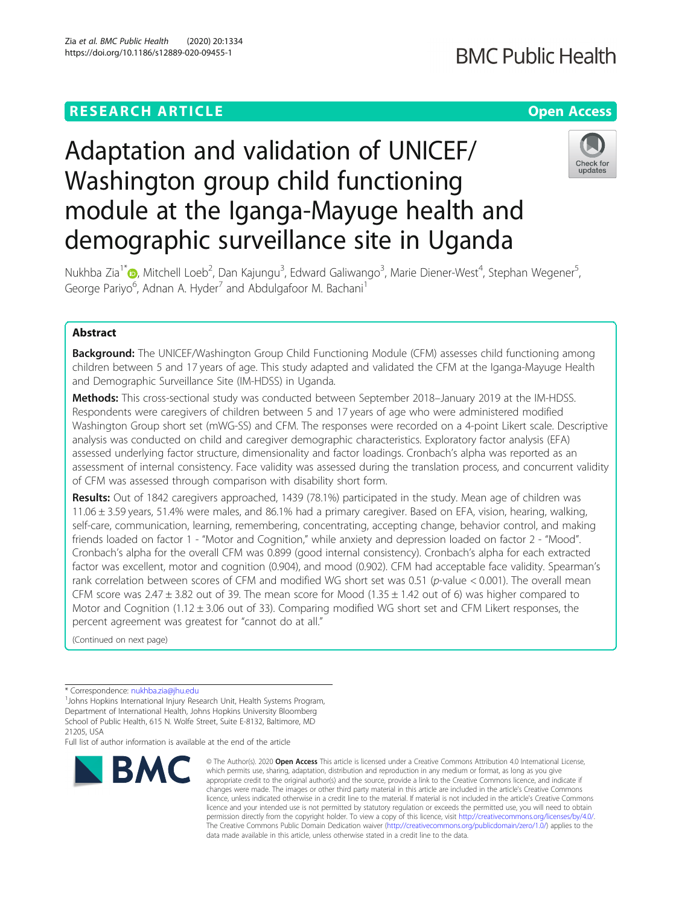RESEARCH ARTICLE

Open Access

# Adaptation and validation of UNICEF/Washington group child functioning module at the Iganga-Mayuge health and demographic surveillance site in Uganda

Nukhba Zia[1*], Mitchell Loeb[2], Dan Kajungu[3], Edward Galiwango[3], Marie Diener-West[4], Stephan Wegener[5], George Pariyo[6], Adnan A. Hyder[7] and Abdulgafoor M. Bachani[1]

## Abstract

**Background:** The UNICEF/Washington Group Child Functioning Module (CFM) assesses child functioning among children between 5 and 17 years of age. This study adapted and validated the CFM at the Iganga-Mayuge Health and Demographic Surveillance Site (IM-HDSS) in Uganda.

**Methods:** This cross-sectional study was conducted between September 2018–January 2019 at the IM-HDSS. Respondents were caregivers of children between 5 and 17 years of age who were administered modified Washington Group short set (mWG-SS) and CFM. The responses were recorded on a 4-point Likert scale. Descriptive analysis was conducted on child and caregiver demographic characteristics. Exploratory factor analysis (EFA) assessed underlying factor structure, dimensionality and factor loadings. Cronbach's alpha was reported as an assessment of internal consistency. Face validity was assessed during the translation process, and concurrent validity of CFM was assessed through comparison with disability short form.

**Results:** Out of 1842 caregivers approached, 1439 (78.1%) participated in the study. Mean age of children was 11.06 ± 3.59 years, 51.4% were males, and 86.1% had a primary caregiver. Based on EFA, vision, hearing, walking, self-care, communication, learning, remembering, concentrating, accepting change, behavior control, and making friends loaded on factor 1 - "Motor and Cognition," while anxiety and depression loaded on factor 2 - "Mood". Cronbach's alpha for the overall CFM was 0.899 (good internal consistency). Cronbach's alpha for each extracted factor was excellent, motor and cognition (0.904), and mood (0.902). CFM had acceptable face validity. Spearman's rank correlation between scores of CFM and modified WG short set was 0.51 ($p$-value < 0.001). The overall mean CFM score was 2.47 ± 3.82 out of 39. The mean score for Mood (1.35 ± 1.42 out of 6) was higher compared to Motor and Cognition (1.12 ± 3.06 out of 33). Comparing modified WG short set and CFM Likert responses, the percent agreement was greatest for "cannot do at all."

(Continued on next page)

* Correspondence: nukhba.zia@jhu.edu

[1]Johns Hopkins International Injury Research Unit, Health Systems Program, Department of International Health, Johns Hopkins University Bloomberg School of Public Health, 615 N. Wolfe Street, Suite E-8132, Baltimore, MD 21205, USA

Full list of author information is available at the end of the article

© The Author(s). 2020 **Open Access** This article is licensed under a Creative Commons Attribution 4.0 International License, which permits use, sharing, adaptation, distribution and reproduction in any medium or format, as long as you give appropriate credit to the original author(s) and the source, provide a link to the Creative Commons licence, and indicate if changes were made. The images or other third party material in this article are included in the article's Creative Commons licence, unless indicated otherwise in a credit line to the material. If material is not included in the article's Creative Commons licence and your intended use is not permitted by statutory regulation or exceeds the permitted use, you will need to obtain permission directly from the copyright holder. To view a copy of this licence, visit http://creativecommons.org/licenses/by/4.0/. The Creative Commons Public Domain Dedication waiver (http://creativecommons.org/publicdomain/zero/1.0/) applies to the data made available in this article, unless otherwise stated in a credit line to the data.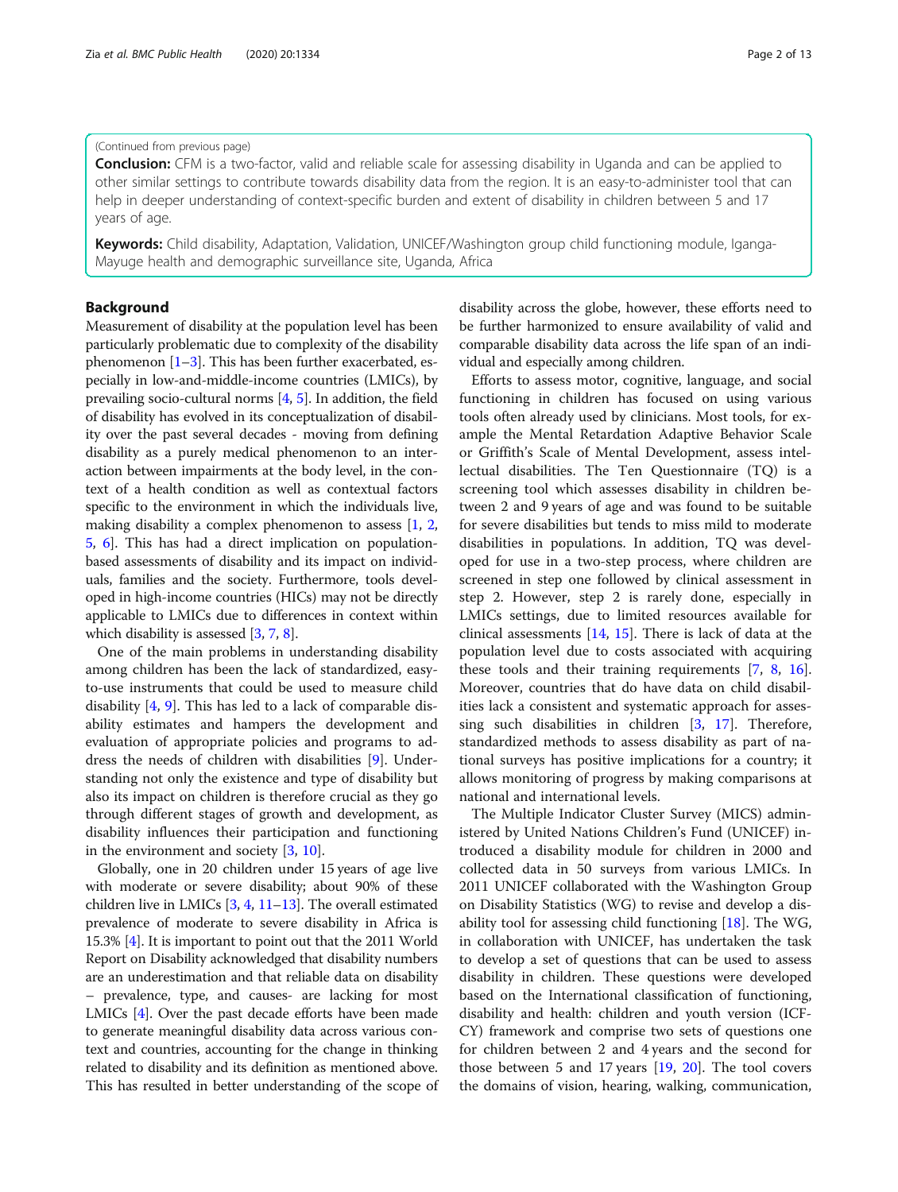(Continued from previous page)

**Conclusion:** CFM is a two-factor, valid and reliable scale for assessing disability in Uganda and can be applied to other similar settings to contribute towards disability data from the region. It is an easy-to-administer tool that can help in deeper understanding of context-specific burden and extent of disability in children between 5 and 17 years of age.

**Keywords:** Child disability, Adaptation, Validation, UNICEF/Washington group child functioning module, Iganga-Mayuge health and demographic surveillance site, Uganda, Africa

## Background

Measurement of disability at the population level has been particularly problematic due to complexity of the disability phenomenon [1–3]. This has been further exacerbated, especially in low-and-middle-income countries (LMICs), by prevailing socio-cultural norms [4, 5]. In addition, the field of disability has evolved in its conceptualization of disability over the past several decades - moving from defining disability as a purely medical phenomenon to an interaction between impairments at the body level, in the context of a health condition as well as contextual factors specific to the environment in which the individuals live, making disability a complex phenomenon to assess [1, 2, 5, 6]. This has had a direct implication on population-based assessments of disability and its impact on individuals, families and the society. Furthermore, tools developed in high-income countries (HICs) may not be directly applicable to LMICs due to differences in context within which disability is assessed [3, 7, 8].

One of the main problems in understanding disability among children has been the lack of standardized, easy-to-use instruments that could be used to measure child disability [4, 9]. This has led to a lack of comparable disability estimates and hampers the development and evaluation of appropriate policies and programs to address the needs of children with disabilities [9]. Understanding not only the existence and type of disability but also its impact on children is therefore crucial as they go through different stages of growth and development, as disability influences their participation and functioning in the environment and society [3, 10].

Globally, one in 20 children under 15 years of age live with moderate or severe disability; about 90% of these children live in LMICs [3, 4, 11–13]. The overall estimated prevalence of moderate to severe disability in Africa is 15.3% [4]. It is important to point out that the 2011 World Report on Disability acknowledged that disability numbers are an underestimation and that reliable data on disability – prevalence, type, and causes- are lacking for most LMICs [4]. Over the past decade efforts have been made to generate meaningful disability data across various context and countries, accounting for the change in thinking related to disability and its definition as mentioned above. This has resulted in better understanding of the scope of disability across the globe, however, these efforts need to be further harmonized to ensure availability of valid and comparable disability data across the life span of an individual and especially among children.

Efforts to assess motor, cognitive, language, and social functioning in children has focused on using various tools often already used by clinicians. Most tools, for example the Mental Retardation Adaptive Behavior Scale or Griffith's Scale of Mental Development, assess intellectual disabilities. The Ten Questionnaire (TQ) is a screening tool which assesses disability in children between 2 and 9 years of age and was found to be suitable for severe disabilities but tends to miss mild to moderate disabilities in populations. In addition, TQ was developed for use in a two-step process, where children are screened in step one followed by clinical assessment in step 2. However, step 2 is rarely done, especially in LMICs settings, due to limited resources available for clinical assessments [14, 15]. There is lack of data at the population level due to costs associated with acquiring these tools and their training requirements [7, 8, 16]. Moreover, countries that do have data on child disabilities lack a consistent and systematic approach for assessing such disabilities in children [3, 17]. Therefore, standardized methods to assess disability as part of national surveys has positive implications for a country; it allows monitoring of progress by making comparisons at national and international levels.

The Multiple Indicator Cluster Survey (MICS) administered by United Nations Children's Fund (UNICEF) introduced a disability module for children in 2000 and collected data in 50 surveys from various LMICs. In 2011 UNICEF collaborated with the Washington Group on Disability Statistics (WG) to revise and develop a disability tool for assessing child functioning [18]. The WG, in collaboration with UNICEF, has undertaken the task to develop a set of questions that can be used to assess disability in children. These questions were developed based on the International classification of functioning, disability and health: children and youth version (ICF-CY) framework and comprise two sets of questions one for children between 2 and 4 years and the second for those between 5 and 17 years [19, 20]. The tool covers the domains of vision, hearing, walking, communication,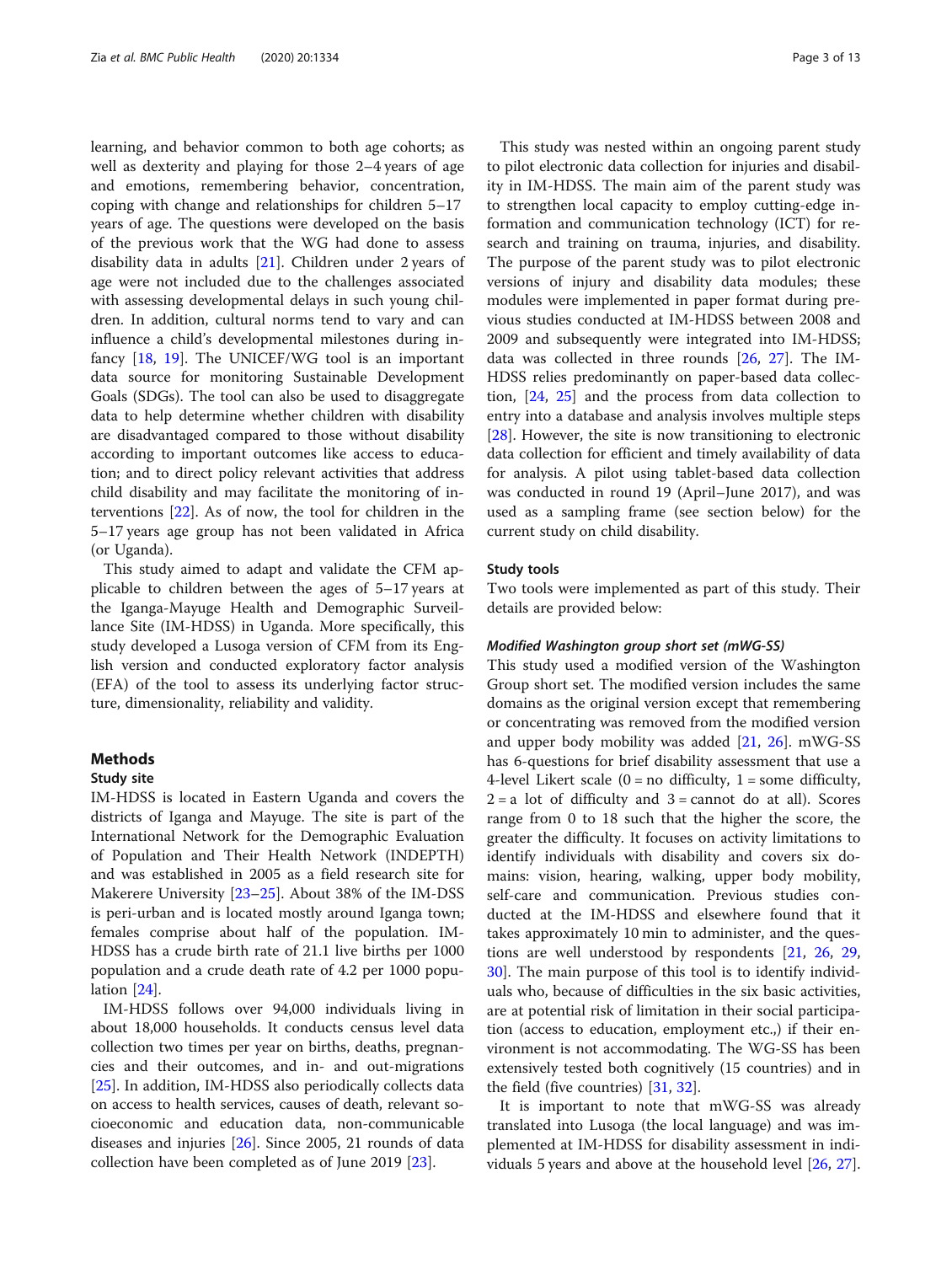learning, and behavior common to both age cohorts; as well as dexterity and playing for those 2–4 years of age and emotions, remembering behavior, concentration, coping with change and relationships for children 5–17 years of age. The questions were developed on the basis of the previous work that the WG had done to assess disability data in adults [21]. Children under 2 years of age were not included due to the challenges associated with assessing developmental delays in such young children. In addition, cultural norms tend to vary and can influence a child's developmental milestones during infancy [18, 19]. The UNICEF/WG tool is an important data source for monitoring Sustainable Development Goals (SDGs). The tool can also be used to disaggregate data to help determine whether children with disability are disadvantaged compared to those without disability according to important outcomes like access to education; and to direct policy relevant activities that address child disability and may facilitate the monitoring of interventions [22]. As of now, the tool for children in the 5–17 years age group has not been validated in Africa (or Uganda).

This study aimed to adapt and validate the CFM applicable to children between the ages of 5–17 years at the Iganga-Mayuge Health and Demographic Surveillance Site (IM-HDSS) in Uganda. More specifically, this study developed a Lusoga version of CFM from its English version and conducted exploratory factor analysis (EFA) of the tool to assess its underlying factor structure, dimensionality, reliability and validity.

## Methods

### Study site

IM-HDSS is located in Eastern Uganda and covers the districts of Iganga and Mayuge. The site is part of the International Network for the Demographic Evaluation of Population and Their Health Network (INDEPTH) and was established in 2005 as a field research site for Makerere University [23–25]. About 38% of the IM-DSS is peri-urban and is located mostly around Iganga town; females comprise about half of the population. IM-HDSS has a crude birth rate of 21.1 live births per 1000 population and a crude death rate of 4.2 per 1000 population [24].

IM-HDSS follows over 94,000 individuals living in about 18,000 households. It conducts census level data collection two times per year on births, deaths, pregnancies and their outcomes, and in- and out-migrations [25]. In addition, IM-HDSS also periodically collects data on access to health services, causes of death, relevant socioeconomic and education data, non-communicable diseases and injuries [26]. Since 2005, 21 rounds of data collection have been completed as of June 2019 [23].

This study was nested within an ongoing parent study to pilot electronic data collection for injuries and disability in IM-HDSS. The main aim of the parent study was to strengthen local capacity to employ cutting-edge information and communication technology (ICT) for research and training on trauma, injuries, and disability. The purpose of the parent study was to pilot electronic versions of injury and disability data modules; these modules were implemented in paper format during previous studies conducted at IM-HDSS between 2008 and 2009 and subsequently were integrated into IM-HDSS; data was collected in three rounds [26, 27]. The IM-HDSS relies predominantly on paper-based data collection, [24, 25] and the process from data collection to entry into a database and analysis involves multiple steps [28]. However, the site is now transitioning to electronic data collection for efficient and timely availability of data for analysis. A pilot using tablet-based data collection was conducted in round 19 (April–June 2017), and was used as a sampling frame (see section below) for the current study on child disability.

### Study tools

Two tools were implemented as part of this study. Their details are provided below:

#### *Modified Washington group short set (mWG-SS)*

This study used a modified version of the Washington Group short set. The modified version includes the same domains as the original version except that remembering or concentrating was removed from the modified version and upper body mobility was added [21, 26]. mWG-SS has 6-questions for brief disability assessment that use a 4-level Likert scale (0 = no difficulty, 1 = some difficulty, 2 = a lot of difficulty and 3 = cannot do at all). Scores range from 0 to 18 such that the higher the score, the greater the difficulty. It focuses on activity limitations to identify individuals with disability and covers six domains: vision, hearing, walking, upper body mobility, self-care and communication. Previous studies conducted at the IM-HDSS and elsewhere found that it takes approximately 10 min to administer, and the questions are well understood by respondents [21, 26, 29, 30]. The main purpose of this tool is to identify individuals who, because of difficulties in the six basic activities, are at potential risk of limitation in their social participation (access to education, employment etc.,) if their environment is not accommodating. The WG-SS has been extensively tested both cognitively (15 countries) and in the field (five countries) [31, 32].

It is important to note that mWG-SS was already translated into Lusoga (the local language) and was implemented at IM-HDSS for disability assessment in individuals 5 years and above at the household level [26, 27].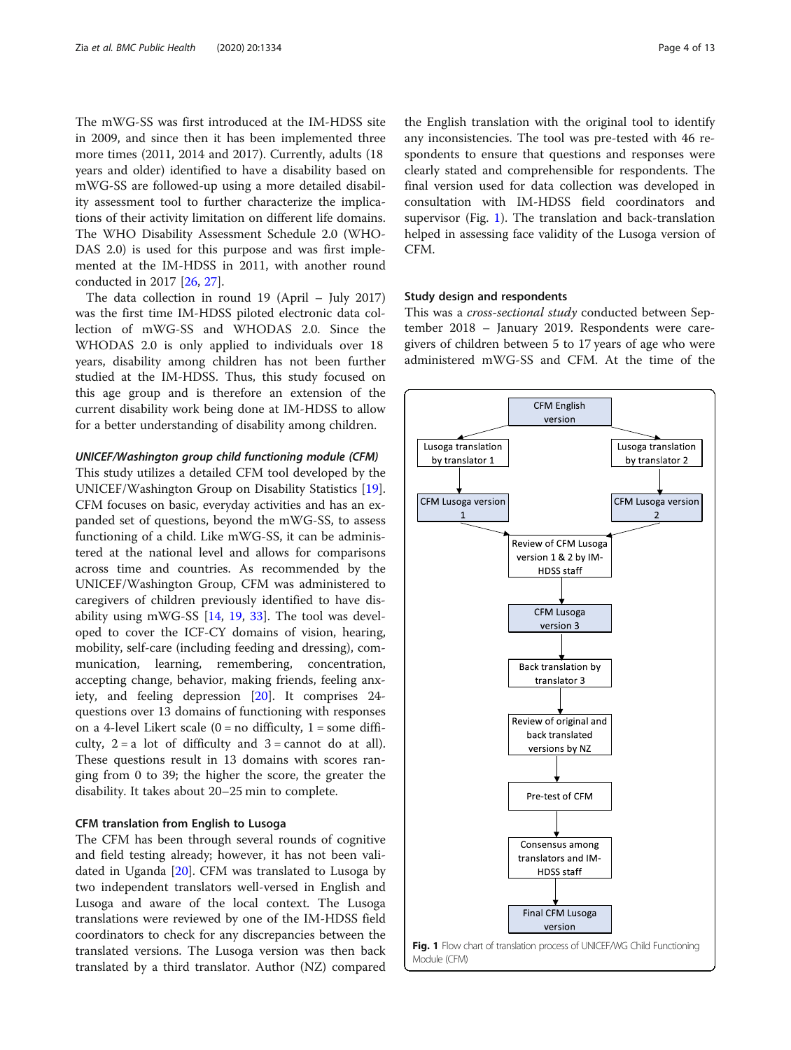The mWG-SS was first introduced at the IM-HDSS site in 2009, and since then it has been implemented three more times (2011, 2014 and 2017). Currently, adults (18 years and older) identified to have a disability based on mWG-SS are followed-up using a more detailed disability assessment tool to further characterize the implications of their activity limitation on different life domains. The WHO Disability Assessment Schedule 2.0 (WHODAS 2.0) is used for this purpose and was first implemented at the IM-HDSS in 2011, with another round conducted in 2017 [26, 27].

The data collection in round 19 (April – July 2017) was the first time IM-HDSS piloted electronic data collection of mWG-SS and WHODAS 2.0. Since the WHODAS 2.0 is only applied to individuals over 18 years, disability among children has not been further studied at the IM-HDSS. Thus, this study focused on this age group and is therefore an extension of the current disability work being done at IM-HDSS to allow for a better understanding of disability among children.

#### *UNICEF/Washington group child functioning module (CFM)*

This study utilizes a detailed CFM tool developed by the UNICEF/Washington Group on Disability Statistics [19]. CFM focuses on basic, everyday activities and has an expanded set of questions, beyond the mWG-SS, to assess functioning of a child. Like mWG-SS, it can be administered at the national level and allows for comparisons across time and countries. As recommended by the UNICEF/Washington Group, CFM was administered to caregivers of children previously identified to have disability using mWG-SS [14, 19, 33]. The tool was developed to cover the ICF-CY domains of vision, hearing, mobility, self-care (including feeding and dressing), communication, learning, remembering, concentration, accepting change, behavior, making friends, feeling anxiety, and feeling depression [20]. It comprises 24-questions over 13 domains of functioning with responses on a 4-level Likert scale (0 = no difficulty, 1 = some difficulty, 2 = a lot of difficulty and 3 = cannot do at all). These questions result in 13 domains with scores ranging from 0 to 39; the higher the score, the greater the disability. It takes about 20–25 min to complete.

#### CFM translation from English to Lusoga

The CFM has been through several rounds of cognitive and field testing already; however, it has not been validated in Uganda [20]. CFM was translated to Lusoga by two independent translators well-versed in English and Lusoga and aware of the local context. The Lusoga translations were reviewed by one of the IM-HDSS field coordinators to check for any discrepancies between the translated versions. The Lusoga version was then back translated by a third translator. Author (NZ) compared the English translation with the original tool to identify any inconsistencies. The tool was pre-tested with 46 respondents to ensure that questions and responses were clearly stated and comprehensible for respondents. The final version used for data collection was developed in consultation with IM-HDSS field coordinators and supervisor (Fig. 1). The translation and back-translation helped in assessing face validity of the Lusoga version of CFM.

### Study design and respondents

This was a *cross-sectional study* conducted between September 2018 – January 2019. Respondents were caregivers of children between 5 to 17 years of age who were administered mWG-SS and CFM. At the time of the

**Fig. 1** Flow chart of translation process of UNICEF/WG Child Functioning Module (CFM)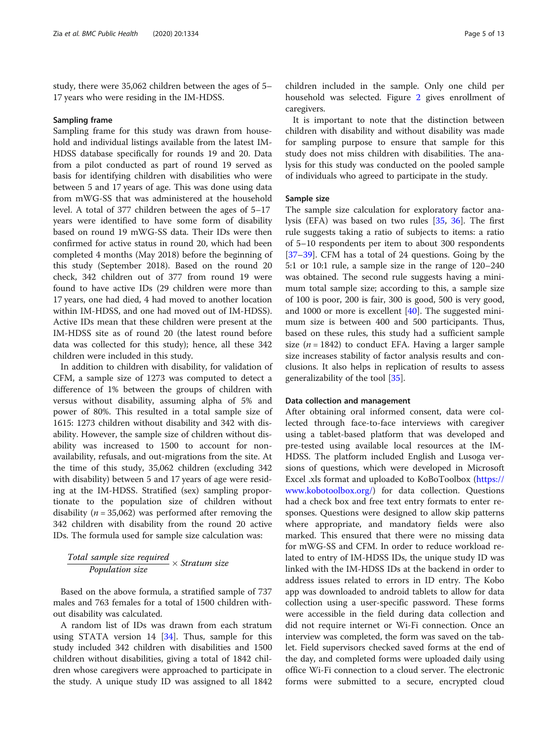study, there were 35,062 children between the ages of 5–17 years who were residing in the IM-HDSS.

### Sampling frame

Sampling frame for this study was drawn from household and individual listings available from the latest IM-HDSS database specifically for rounds 19 and 20. Data from a pilot conducted as part of round 19 served as basis for identifying children with disabilities who were between 5 and 17 years of age. This was done using data from mWG-SS that was administered at the household level. A total of 377 children between the ages of 5–17 years were identified to have some form of disability based on round 19 mWG-SS data. Their IDs were then confirmed for active status in round 20, which had been completed 4 months (May 2018) before the beginning of this study (September 2018). Based on the round 20 check, 342 children out of 377 from round 19 were found to have active IDs (29 children were more than 17 years, one had died, 4 had moved to another location within IM-HDSS, and one had moved out of IM-HDSS). Active IDs mean that these children were present at the IM-HDSS site as of round 20 (the latest round before data was collected for this study); hence, all these 342 children were included in this study.

In addition to children with disability, for validation of CFM, a sample size of 1273 was computed to detect a difference of 1% between the groups of children with versus without disability, assuming alpha of 5% and power of 80%. This resulted in a total sample size of 1615: 1273 children without disability and 342 with disability. However, the sample size of children without disability was increased to 1500 to account for non-availability, refusals, and out-migrations from the site. At the time of this study, 35,062 children (excluding 342 with disability) between 5 and 17 years of age were residing at the IM-HDSS. Stratified (sex) sampling proportionate to the population size of children without disability ($n = 35{,}062$) was performed after removing the 342 children with disability from the round 20 active IDs. The formula used for sample size calculation was:

$$\frac{\textit{Total sample size required}}{\textit{Population size}} \times \textit{Stratum size}$$

Based on the above formula, a stratified sample of 737 males and 763 females for a total of 1500 children without disability was calculated.

A random list of IDs was drawn from each stratum using STATA version 14 [34]. Thus, sample for this study included 342 children with disabilities and 1500 children without disabilities, giving a total of 1842 children whose caregivers were approached to participate in the study. A unique study ID was assigned to all 1842 children included in the sample. Only one child per household was selected. Figure 2 gives enrollment of caregivers.

It is important to note that the distinction between children with disability and without disability was made for sampling purpose to ensure that sample for this study does not miss children with disabilities. The analysis for this study was conducted on the pooled sample of individuals who agreed to participate in the study.

### Sample size

The sample size calculation for exploratory factor analysis (EFA) was based on two rules [35, 36]. The first rule suggests taking a ratio of subjects to items: a ratio of 5–10 respondents per item to about 300 respondents [37–39]. CFM has a total of 24 questions. Going by the 5:1 or 10:1 rule, a sample size in the range of 120–240 was obtained. The second rule suggests having a minimum total sample size; according to this, a sample size of 100 is poor, 200 is fair, 300 is good, 500 is very good, and 1000 or more is excellent [40]. The suggested minimum size is between 400 and 500 participants. Thus, based on these rules, this study had a sufficient sample size ($n = 1842$) to conduct EFA. Having a larger sample size increases stability of factor analysis results and conclusions. It also helps in replication of results to assess generalizability of the tool [35].

### Data collection and management

After obtaining oral informed consent, data were collected through face-to-face interviews with caregiver using a tablet-based platform that was developed and pre-tested using available local resources at the IM-HDSS. The platform included English and Lusoga versions of questions, which were developed in Microsoft Excel .xls format and uploaded to KoBoToolbox (https://www.kobotoolbox.org/) for data collection. Questions had a check box and free text entry formats to enter responses. Questions were designed to allow skip patterns where appropriate, and mandatory fields were also marked. This ensured that there were no missing data for mWG-SS and CFM. In order to reduce workload related to entry of IM-HDSS IDs, the unique study ID was linked with the IM-HDSS IDs at the backend in order to address issues related to errors in ID entry. The Kobo app was downloaded to android tablets to allow for data collection using a user-specific password. These forms were accessible in the field during data collection and did not require internet or Wi-Fi connection. Once an interview was completed, the form was saved on the tablet. Field supervisors checked saved forms at the end of the day, and completed forms were uploaded daily using office Wi-Fi connection to a cloud server. The electronic forms were submitted to a secure, encrypted cloud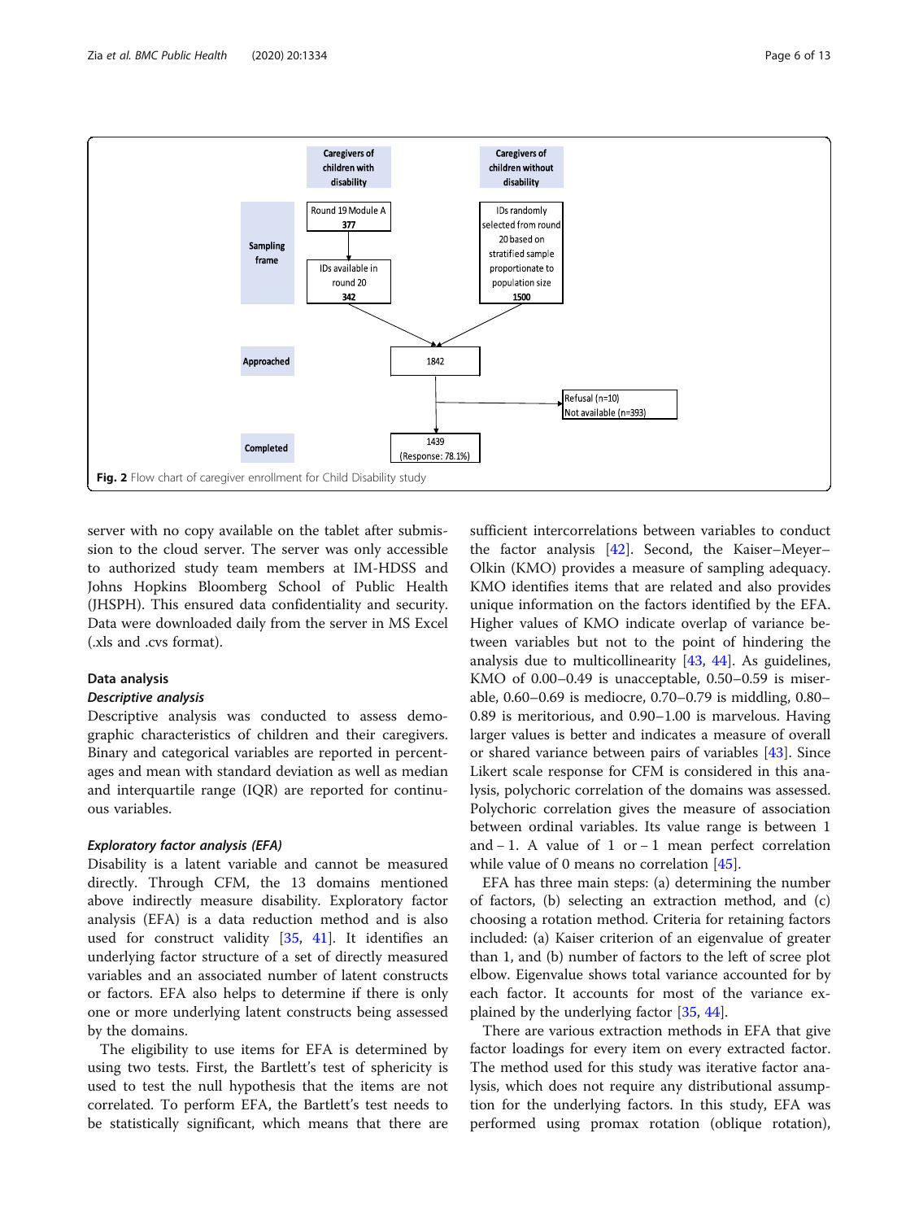| | Caregivers of children with disability | | Caregivers of children without disability |
|---|---|---|---|
| Sampling frame | Round 19 Module A **377** → IDs available in round 20 **342** | | IDs randomly selected from round 20 based on stratified sample proportionate to population size **1500** |
| Approached | | 1842 | |
| | | → Refusal (n=10) Not available (n=393) | |
| Completed | | 1439 (Response: 78.1%) | |

**Fig. 2** Flow chart of caregiver enrollment for Child Disability study

server with no copy available on the tablet after submission to the cloud server. The server was only accessible to authorized study team members at IM-HDSS and Johns Hopkins Bloomberg School of Public Health (JHSPH). This ensured data confidentiality and security. Data were downloaded daily from the server in MS Excel (.xls and .cvs format).

### Data analysis

#### *Descriptive analysis*

Descriptive analysis was conducted to assess demographic characteristics of children and their caregivers. Binary and categorical variables are reported in percentages and mean with standard deviation as well as median and interquartile range (IQR) are reported for continuous variables.

#### *Exploratory factor analysis (EFA)*

Disability is a latent variable and cannot be measured directly. Through CFM, the 13 domains mentioned above indirectly measure disability. Exploratory factor analysis (EFA) is a data reduction method and is also used for construct validity [35, 41]. It identifies an underlying factor structure of a set of directly measured variables and an associated number of latent constructs or factors. EFA also helps to determine if there is only one or more underlying latent constructs being assessed by the domains.

The eligibility to use items for EFA is determined by using two tests. First, the Bartlett's test of sphericity is used to test the null hypothesis that the items are not correlated. To perform EFA, the Bartlett's test needs to be statistically significant, which means that there are sufficient intercorrelations between variables to conduct the factor analysis [42]. Second, the Kaiser–Meyer–Olkin (KMO) provides a measure of sampling adequacy. KMO identifies items that are related and also provides unique information on the factors identified by the EFA. Higher values of KMO indicate overlap of variance between variables but not to the point of hindering the analysis due to multicollinearity [43, 44]. As guidelines, KMO of 0.00–0.49 is unacceptable, 0.50–0.59 is miserable, 0.60–0.69 is mediocre, 0.70–0.79 is middling, 0.80–0.89 is meritorious, and 0.90–1.00 is marvelous. Having larger values is better and indicates a measure of overall or shared variance between pairs of variables [43]. Since Likert scale response for CFM is considered in this analysis, polychoric correlation of the domains was assessed. Polychoric correlation gives the measure of association between ordinal variables. Its value range is between 1 and − 1. A value of 1 or − 1 mean perfect correlation while value of 0 means no correlation [45].

EFA has three main steps: (a) determining the number of factors, (b) selecting an extraction method, and (c) choosing a rotation method. Criteria for retaining factors included: (a) Kaiser criterion of an eigenvalue of greater than 1, and (b) number of factors to the left of scree plot elbow. Eigenvalue shows total variance accounted for by each factor. It accounts for most of the variance explained by the underlying factor [35, 44].

There are various extraction methods in EFA that give factor loadings for every item on every extracted factor. The method used for this study was iterative factor analysis, which does not require any distributional assumption for the underlying factors. In this study, EFA was performed using promax rotation (oblique rotation),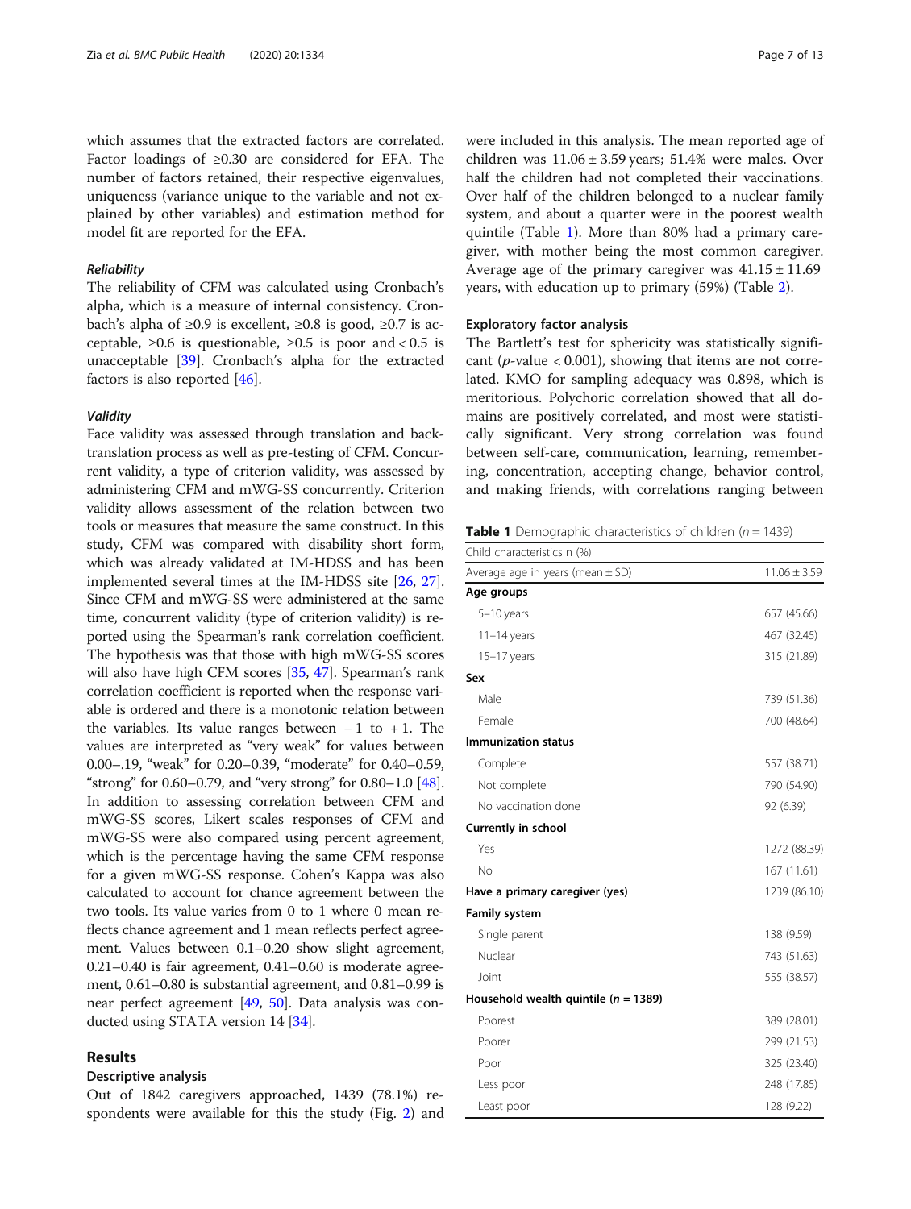which assumes that the extracted factors are correlated. Factor loadings of ≥0.30 are considered for EFA. The number of factors retained, their respective eigenvalues, uniqueness (variance unique to the variable and not explained by other variables) and estimation method for model fit are reported for the EFA.

#### *Reliability*

The reliability of CFM was calculated using Cronbach's alpha, which is a measure of internal consistency. Cronbach's alpha of ≥0.9 is excellent, ≥0.8 is good, ≥0.7 is acceptable, ≥0.6 is questionable, ≥0.5 is poor and < 0.5 is unacceptable [39]. Cronbach's alpha for the extracted factors is also reported [46].

#### *Validity*

Face validity was assessed through translation and back-translation process as well as pre-testing of CFM. Concurrent validity, a type of criterion validity, was assessed by administering CFM and mWG-SS concurrently. Criterion validity allows assessment of the relation between two tools or measures that measure the same construct. In this study, CFM was compared with disability short form, which was already validated at IM-HDSS and has been implemented several times at the IM-HDSS site [26, 27]. Since CFM and mWG-SS were administered at the same time, concurrent validity (type of criterion validity) is reported using the Spearman's rank correlation coefficient. The hypothesis was that those with high mWG-SS scores will also have high CFM scores [35, 47]. Spearman's rank correlation coefficient is reported when the response variable is ordered and there is a monotonic relation between the variables. Its value ranges between − 1 to + 1. The values are interpreted as "very weak" for values between 0.00–.19, "weak" for 0.20–0.39, "moderate" for 0.40–0.59, "strong" for 0.60–0.79, and "very strong" for 0.80–1.0 [48]. In addition to assessing correlation between CFM and mWG-SS scores, Likert scales responses of CFM and mWG-SS were also compared using percent agreement, which is the percentage having the same CFM response for a given mWG-SS response. Cohen's Kappa was also calculated to account for chance agreement between the two tools. Its value varies from 0 to 1 where 0 mean reflects chance agreement and 1 mean reflects perfect agreement. Values between 0.1–0.20 show slight agreement, 0.21–0.40 is fair agreement, 0.41–0.60 is moderate agreement, 0.61–0.80 is substantial agreement, and 0.81–0.99 is near perfect agreement [49, 50]. Data analysis was conducted using STATA version 14 [34].

## Results

### Descriptive analysis

Out of 1842 caregivers approached, 1439 (78.1%) respondents were available for this the study (Fig. 2) and were included in this analysis. The mean reported age of children was 11.06 ± 3.59 years; 51.4% were males. Over half the children had not completed their vaccinations. Over half of the children belonged to a nuclear family system, and about a quarter were in the poorest wealth quintile (Table 1). More than 80% had a primary caregiver, with mother being the most common caregiver. Average age of the primary caregiver was 41.15 ± 11.69 years, with education up to primary (59%) (Table 2).

### Exploratory factor analysis

The Bartlett's test for sphericity was statistically significant ($p$-value < 0.001), showing that items are not correlated. KMO for sampling adequacy was 0.898, which is meritorious. Polychoric correlation showed that all domains are positively correlated, and most were statistically significant. Very strong correlation was found between self-care, communication, learning, remembering, concentration, accepting change, behavior control, and making friends, with correlations ranging between

**Table 1** Demographic characteristics of children ($n$ = 1439)

| Child characteristics n (%) | |
|---|---|
| Average age in years (mean ± SD) | 11.06 ± 3.59 |
| **Age groups** | |
| 5–10 years | 657 (45.66) |
| 11–14 years | 467 (32.45) |
| 15–17 years | 315 (21.89) |
| **Sex** | |
| Male | 739 (51.36) |
| Female | 700 (48.64) |
| **Immunization status** | |
| Complete | 557 (38.71) |
| Not complete | 790 (54.90) |
| No vaccination done | 92 (6.39) |
| **Currently in school** | |
| Yes | 1272 (88.39) |
| No | 167 (11.61) |
| **Have a primary caregiver (yes)** | 1239 (86.10) |
| **Family system** | |
| Single parent | 138 (9.59) |
| Nuclear | 743 (51.63) |
| Joint | 555 (38.57) |
| **Household wealth quintile ($n$ = 1389)** | |
| Poorest | 389 (28.01) |
| Poorer | 299 (21.53) |
| Poor | 325 (23.40) |
| Less poor | 248 (17.85) |
| Least poor | 128 (9.22) |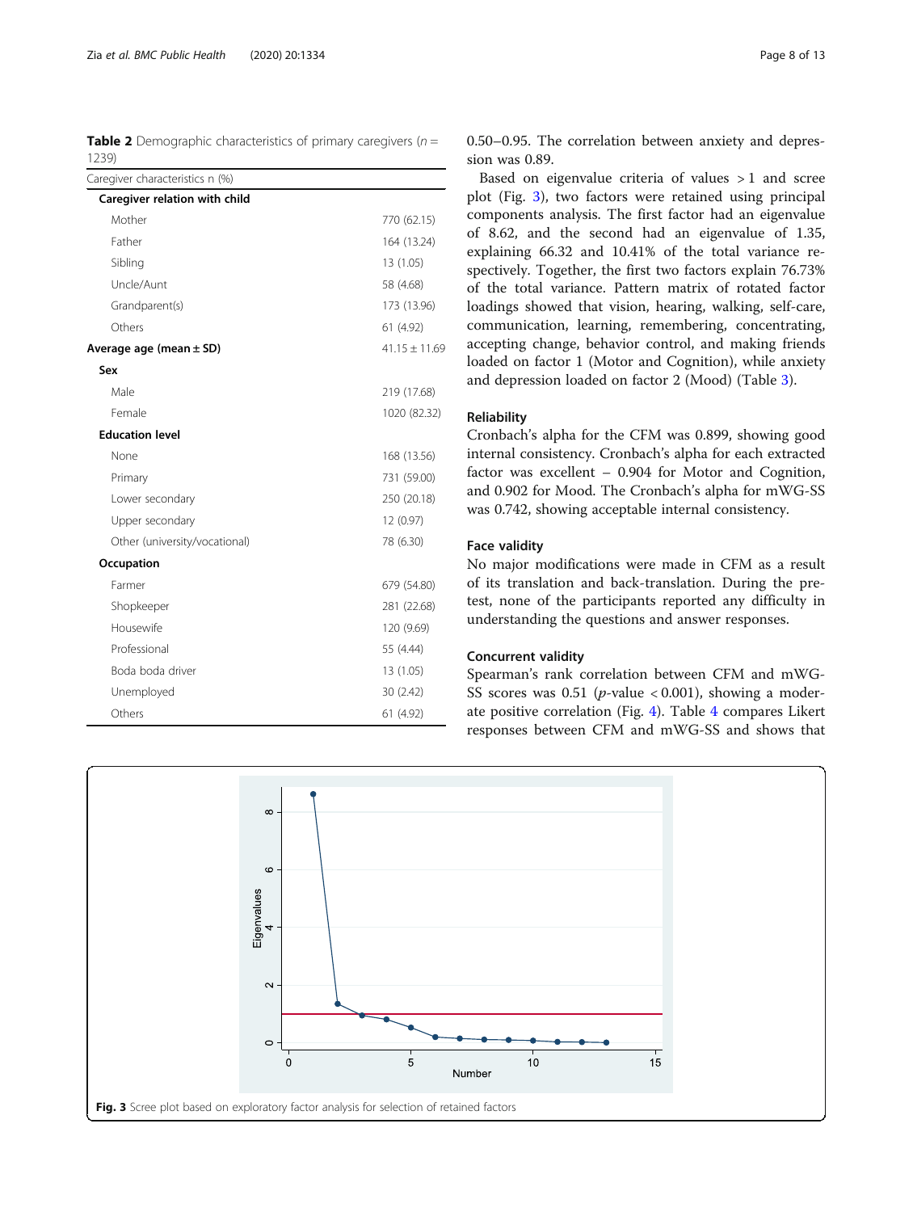**Table 2** Demographic characteristics of primary caregivers ($n = 1239$)

| Caregiver characteristics n (%) | |
|---|---|
| **Caregiver relation with child** | |
| Mother | 770 (62.15) |
| Father | 164 (13.24) |
| Sibling | 13 (1.05) |
| Uncle/Aunt | 58 (4.68) |
| Grandparent(s) | 173 (13.96) |
| Others | 61 (4.92) |
| **Average age (mean ± SD)** | 41.15 ± 11.69 |
| **Sex** | |
| Male | 219 (17.68) |
| Female | 1020 (82.32) |
| **Education level** | |
| None | 168 (13.56) |
| Primary | 731 (59.00) |
| Lower secondary | 250 (20.18) |
| Upper secondary | 12 (0.97) |
| Other (university/vocational) | 78 (6.30) |
| **Occupation** | |
| Farmer | 679 (54.80) |
| Shopkeeper | 281 (22.68) |
| Housewife | 120 (9.69) |
| Professional | 55 (4.44) |
| Boda boda driver | 13 (1.05) |
| Unemployed | 30 (2.42) |
| Others | 61 (4.92) |

0.50–0.95. The correlation between anxiety and depression was 0.89.

Based on eigenvalue criteria of values > 1 and scree plot (Fig. 3), two factors were retained using principal components analysis. The first factor had an eigenvalue of 8.62, and the second had an eigenvalue of 1.35, explaining 66.32 and 10.41% of the total variance respectively. Together, the first two factors explain 76.73% of the total variance. Pattern matrix of rotated factor loadings showed that vision, hearing, walking, self-care, communication, learning, remembering, concentrating, accepting change, behavior control, and making friends loaded on factor 1 (Motor and Cognition), while anxiety and depression loaded on factor 2 (Mood) (Table 3).

### Reliability

Cronbach's alpha for the CFM was 0.899, showing good internal consistency. Cronbach's alpha for each extracted factor was excellent – 0.904 for Motor and Cognition, and 0.902 for Mood. The Cronbach's alpha for mWG-SS was 0.742, showing acceptable internal consistency.

### Face validity

No major modifications were made in CFM as a result of its translation and back-translation. During the pre-test, none of the participants reported any difficulty in understanding the questions and answer responses.

### Concurrent validity

Spearman's rank correlation between CFM and mWG-SS scores was 0.51 ($p$-value $< 0.001$), showing a moderate positive correlation (Fig. 4). Table 4 compares Likert responses between CFM and mWG-SS and shows that

**Fig. 3** Scree plot based on exploratory factor analysis for selection of retained factors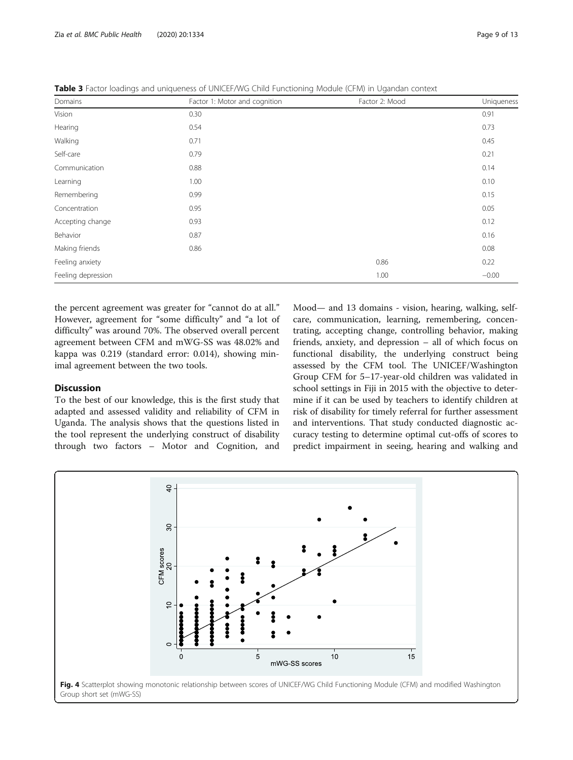**Table 3** Factor loadings and uniqueness of UNICEF/WG Child Functioning Module (CFM) in Ugandan context

| Domains | Factor 1: Motor and cognition | Factor 2: Mood | Uniqueness |
|---|---|---|---|
| Vision | 0.30 | | 0.91 |
| Hearing | 0.54 | | 0.73 |
| Walking | 0.71 | | 0.45 |
| Self-care | 0.79 | | 0.21 |
| Communication | 0.88 | | 0.14 |
| Learning | 1.00 | | 0.10 |
| Remembering | 0.99 | | 0.15 |
| Concentration | 0.95 | | 0.05 |
| Accepting change | 0.93 | | 0.12 |
| Behavior | 0.87 | | 0.16 |
| Making friends | 0.86 | | 0.08 |
| Feeling anxiety | | 0.86 | 0.22 |
| Feeling depression | | 1.00 | −0.00 |

the percent agreement was greater for "cannot do at all." However, agreement for "some difficulty" and "a lot of difficulty" was around 70%. The observed overall percent agreement between CFM and mWG-SS was 48.02% and kappa was 0.219 (standard error: 0.014), showing minimal agreement between the two tools.

## Discussion

To the best of our knowledge, this is the first study that adapted and assessed validity and reliability of CFM in Uganda. The analysis shows that the questions listed in the tool represent the underlying construct of disability through two factors – Motor and Cognition, and Mood— and 13 domains - vision, hearing, walking, self-care, communication, learning, remembering, concentrating, accepting change, controlling behavior, making friends, anxiety, and depression – all of which focus on functional disability, the underlying construct being assessed by the CFM tool. The UNICEF/Washington Group CFM for 5–17-year-old children was validated in school settings in Fiji in 2015 with the objective to determine if it can be used by teachers to identify children at risk of disability for timely referral for further assessment and interventions. That study conducted diagnostic accuracy testing to determine optimal cut-offs of scores to predict impairment in seeing, hearing and walking and

**Fig. 4** Scatterplot showing monotonic relationship between scores of UNICEF/WG Child Functioning Module (CFM) and modified Washington Group short set (mWG-SS)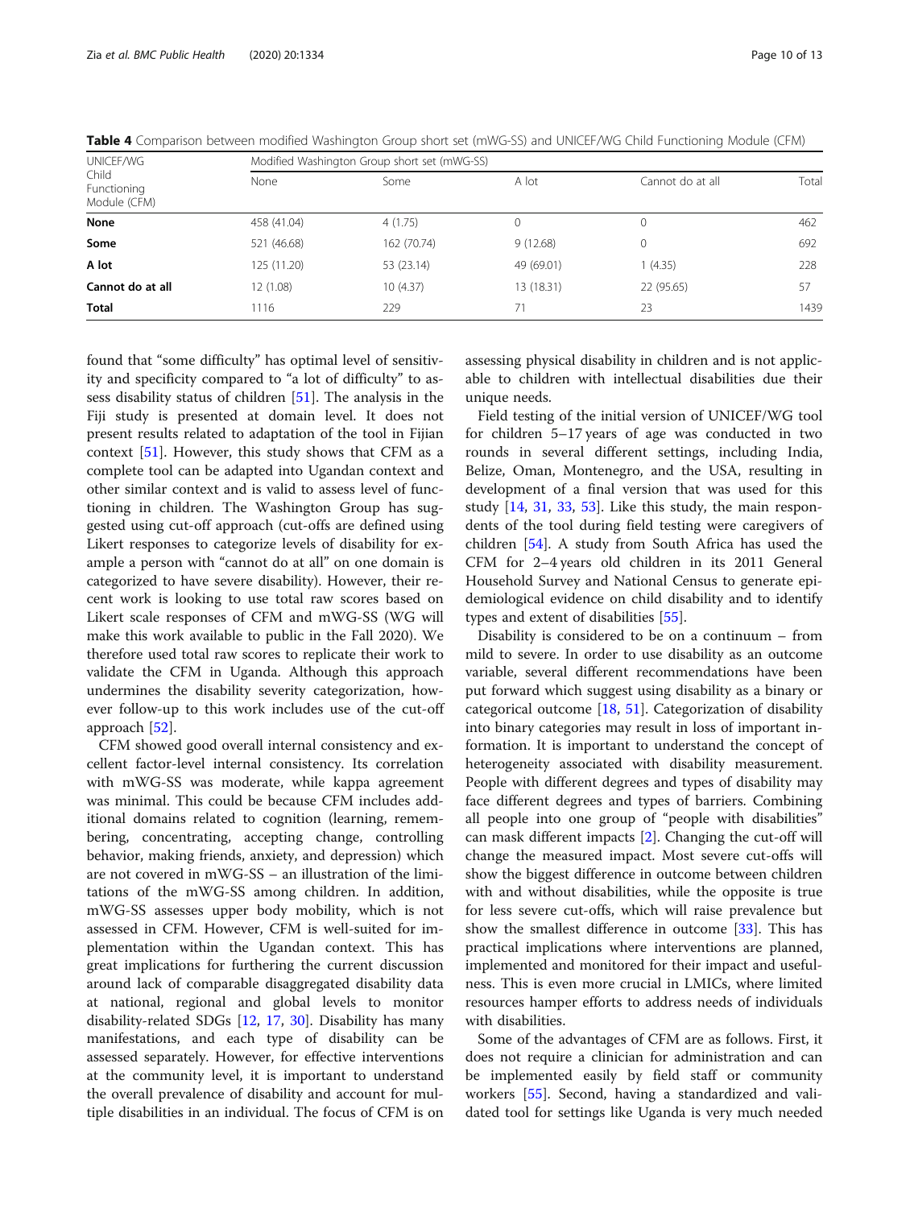**Table 4** Comparison between modified Washington Group short set (mWG-SS) and UNICEF/WG Child Functioning Module (CFM)

| UNICEF/WG Child Functioning Module (CFM) | Modified Washington Group short set (mWG-SS) | | | | |
|---|---|---|---|---|---|
| | None | Some | A lot | Cannot do at all | Total |
| **None** | 458 (41.04) | 4 (1.75) | 0 | 0 | 462 |
| **Some** | 521 (46.68) | 162 (70.74) | 9 (12.68) | 0 | 692 |
| **A lot** | 125 (11.20) | 53 (23.14) | 49 (69.01) | 1 (4.35) | 228 |
| **Cannot do at all** | 12 (1.08) | 10 (4.37) | 13 (18.31) | 22 (95.65) | 57 |
| **Total** | 1116 | 229 | 71 | 23 | 1439 |

found that "some difficulty" has optimal level of sensitivity and specificity compared to "a lot of difficulty" to assess disability status of children [51]. The analysis in the Fiji study is presented at domain level. It does not present results related to adaptation of the tool in Fijian context [51]. However, this study shows that CFM as a complete tool can be adapted into Ugandan context and other similar context and is valid to assess level of functioning in children. The Washington Group has suggested using cut-off approach (cut-offs are defined using Likert responses to categorize levels of disability for example a person with "cannot do at all" on one domain is categorized to have severe disability). However, their recent work is looking to use total raw scores based on Likert scale responses of CFM and mWG-SS (WG will make this work available to public in the Fall 2020). We therefore used total raw scores to replicate their work to validate the CFM in Uganda. Although this approach undermines the disability severity categorization, however follow-up to this work includes use of the cut-off approach [52].

CFM showed good overall internal consistency and excellent factor-level internal consistency. Its correlation with mWG-SS was moderate, while kappa agreement was minimal. This could be because CFM includes additional domains related to cognition (learning, remembering, concentrating, accepting change, controlling behavior, making friends, anxiety, and depression) which are not covered in mWG-SS – an illustration of the limitations of the mWG-SS among children. In addition, mWG-SS assesses upper body mobility, which is not assessed in CFM. However, CFM is well-suited for implementation within the Ugandan context. This has great implications for furthering the current discussion around lack of comparable disaggregated disability data at national, regional and global levels to monitor disability-related SDGs [12, 17, 30]. Disability has many manifestations, and each type of disability can be assessed separately. However, for effective interventions at the community level, it is important to understand the overall prevalence of disability and account for multiple disabilities in an individual. The focus of CFM is on assessing physical disability in children and is not applicable to children with intellectual disabilities due their unique needs.

Field testing of the initial version of UNICEF/WG tool for children 5–17 years of age was conducted in two rounds in several different settings, including India, Belize, Oman, Montenegro, and the USA, resulting in development of a final version that was used for this study [14, 31, 33, 53]. Like this study, the main respondents of the tool during field testing were caregivers of children [54]. A study from South Africa has used the CFM for 2–4 years old children in its 2011 General Household Survey and National Census to generate epidemiological evidence on child disability and to identify types and extent of disabilities [55].

Disability is considered to be on a continuum – from mild to severe. In order to use disability as an outcome variable, several different recommendations have been put forward which suggest using disability as a binary or categorical outcome [18, 51]. Categorization of disability into binary categories may result in loss of important information. It is important to understand the concept of heterogeneity associated with disability measurement. People with different degrees and types of disability may face different degrees and types of barriers. Combining all people into one group of "people with disabilities" can mask different impacts [2]. Changing the cut-off will change the measured impact. Most severe cut-offs will show the biggest difference in outcome between children with and without disabilities, while the opposite is true for less severe cut-offs, which will raise prevalence but show the smallest difference in outcome [33]. This has practical implications where interventions are planned, implemented and monitored for their impact and usefulness. This is even more crucial in LMICs, where limited resources hamper efforts to address needs of individuals with disabilities.

Some of the advantages of CFM are as follows. First, it does not require a clinician for administration and can be implemented easily by field staff or community workers [55]. Second, having a standardized and validated tool for settings like Uganda is very much needed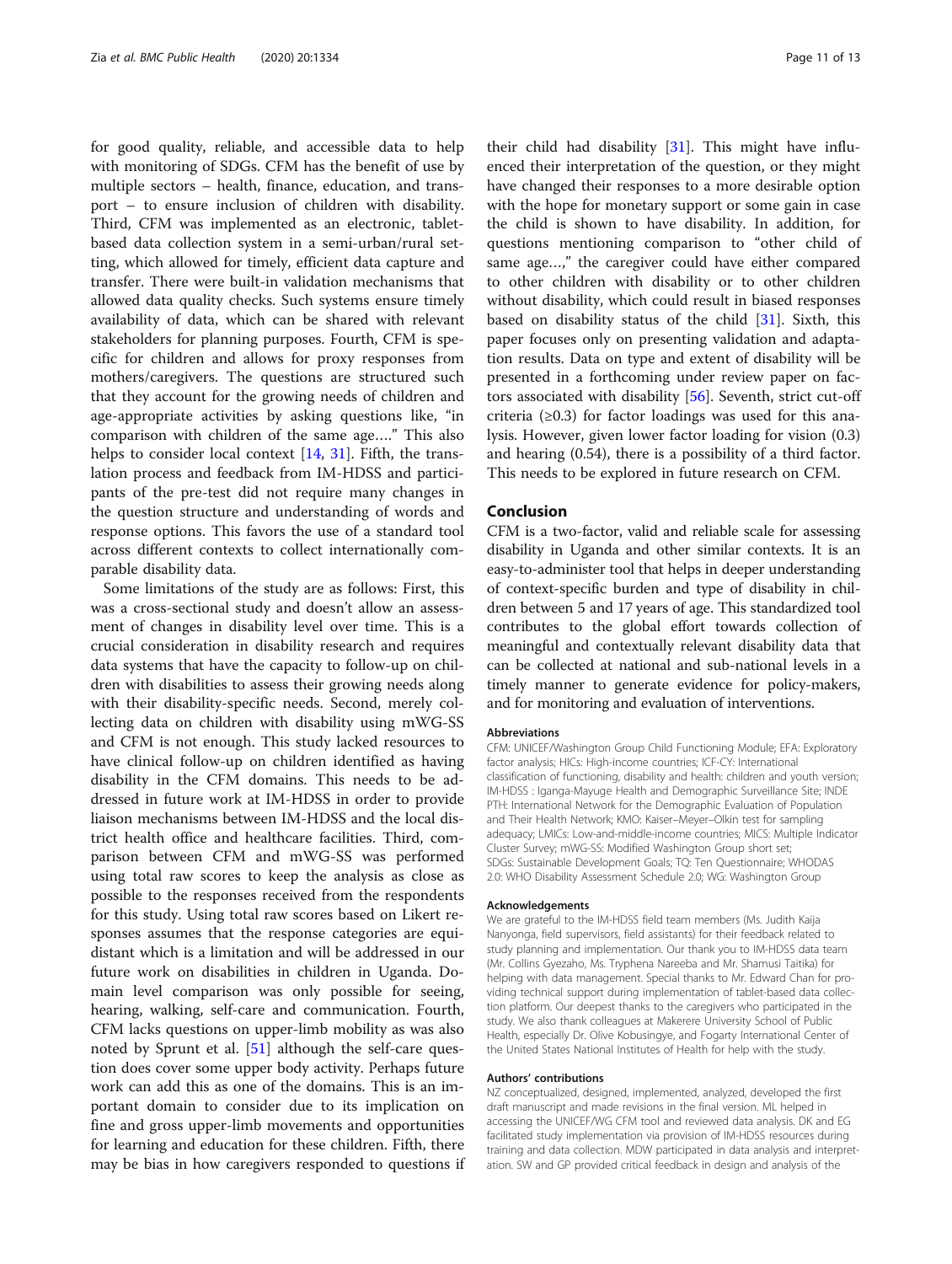for good quality, reliable, and accessible data to help with monitoring of SDGs. CFM has the benefit of use by multiple sectors – health, finance, education, and transport – to ensure inclusion of children with disability. Third, CFM was implemented as an electronic, tablet-based data collection system in a semi-urban/rural setting, which allowed for timely, efficient data capture and transfer. There were built-in validation mechanisms that allowed data quality checks. Such systems ensure timely availability of data, which can be shared with relevant stakeholders for planning purposes. Fourth, CFM is specific for children and allows for proxy responses from mothers/caregivers. The questions are structured such that they account for the growing needs of children and age-appropriate activities by asking questions like, "in comparison with children of the same age…." This also helps to consider local context [14, 31]. Fifth, the translation process and feedback from IM-HDSS and participants of the pre-test did not require many changes in the question structure and understanding of words and response options. This favors the use of a standard tool across different contexts to collect internationally comparable disability data.

Some limitations of the study are as follows: First, this was a cross-sectional study and doesn't allow an assessment of changes in disability level over time. This is a crucial consideration in disability research and requires data systems that have the capacity to follow-up on children with disabilities to assess their growing needs along with their disability-specific needs. Second, merely collecting data on children with disability using mWG-SS and CFM is not enough. This study lacked resources to have clinical follow-up on children identified as having disability in the CFM domains. This needs to be addressed in future work at IM-HDSS in order to provide liaison mechanisms between IM-HDSS and the local district health office and healthcare facilities. Third, comparison between CFM and mWG-SS was performed using total raw scores to keep the analysis as close as possible to the responses received from the respondents for this study. Using total raw scores based on Likert responses assumes that the response categories are equidistant which is a limitation and will be addressed in our future work on disabilities in children in Uganda. Domain level comparison was only possible for seeing, hearing, walking, self-care and communication. Fourth, CFM lacks questions on upper-limb mobility as was also noted by Sprunt et al. [51] although the self-care question does cover some upper body activity. Perhaps future work can add this as one of the domains. This is an important domain to consider due to its implication on fine and gross upper-limb movements and opportunities for learning and education for these children. Fifth, there may be bias in how caregivers responded to questions if their child had disability [31]. This might have influenced their interpretation of the question, or they might have changed their responses to a more desirable option with the hope for monetary support or some gain in case the child is shown to have disability. In addition, for questions mentioning comparison to "other child of same age…," the caregiver could have either compared to other children with disability or to other children without disability, which could result in biased responses based on disability status of the child [31]. Sixth, this paper focuses only on presenting validation and adaptation results. Data on type and extent of disability will be presented in a forthcoming under review paper on factors associated with disability [56]. Seventh, strict cut-off criteria (≥0.3) for factor loadings was used for this analysis. However, given lower factor loading for vision (0.3) and hearing (0.54), there is a possibility of a third factor. This needs to be explored in future research on CFM.

## Conclusion

CFM is a two-factor, valid and reliable scale for assessing disability in Uganda and other similar contexts. It is an easy-to-administer tool that helps in deeper understanding of context-specific burden and type of disability in children between 5 and 17 years of age. This standardized tool contributes to the global effort towards collection of meaningful and contextually relevant disability data that can be collected at national and sub-national levels in a timely manner to generate evidence for policy-makers, and for monitoring and evaluation of interventions.

#### Abbreviations

CFM: UNICEF/Washington Group Child Functioning Module; EFA: Exploratory factor analysis; HICs: High-income countries; ICF-CY: International classification of functioning, disability and health: children and youth version; IM-HDSS : Iganga-Mayuge Health and Demographic Surveillance Site; INDEPTH: International Network for the Demographic Evaluation of Population and Their Health Network; KMO: Kaiser–Meyer–Olkin test for sampling adequacy; LMICs: Low-and-middle-income countries; MICS: Multiple Indicator Cluster Survey; mWG-SS: Modified Washington Group short set; SDGs: Sustainable Development Goals; TQ: Ten Questionnaire; WHODAS 2.0: WHO Disability Assessment Schedule 2.0; WG: Washington Group

#### Acknowledgements

We are grateful to the IM-HDSS field team members (Ms. Judith Kaija Nanyonga, field supervisors, field assistants) for their feedback related to study planning and implementation. Our thank you to IM-HDSS data team (Mr. Collins Gyezaho, Ms. Tryphena Nareeba and Mr. Shamusi Taitika) for helping with data management. Special thanks to Mr. Edward Chan for providing technical support during implementation of tablet-based data collection platform. Our deepest thanks to the caregivers who participated in the study. We also thank colleagues at Makerere University School of Public Health, especially Dr. Olive Kobusingye, and Fogarty International Center of the United States National Institutes of Health for help with the study.

#### Authors' contributions

NZ conceptualized, designed, implemented, analyzed, developed the first draft manuscript and made revisions in the final version. ML helped in accessing the UNICEF/WG CFM tool and reviewed data analysis. DK and EG facilitated study implementation via provision of IM-HDSS resources during training and data collection. MDW participated in data analysis and interpretation. SW and GP provided critical feedback in design and analysis of the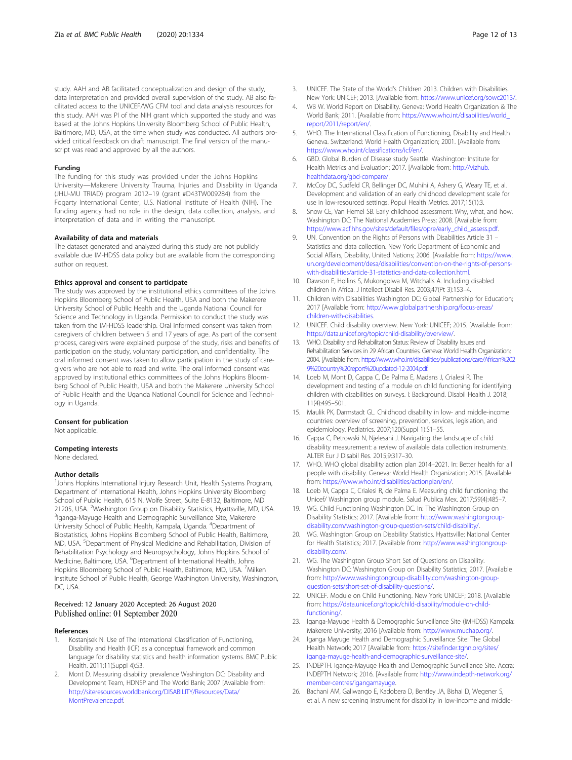study. AAH and AB facilitated conceptualization and design of the study, data interpretation and provided overall supervision of the study. AB also facilitated access to the UNICEF/WG CFM tool and data analysis resources for this study. AAH was PI of the NIH grant which supported the study and was based at the Johns Hopkins University Bloomberg School of Public Health, Baltimore, MD, USA, at the time when study was conducted. All authors provided critical feedback on draft manuscript. The final version of the manuscript was read and approved by all the authors.

### Funding

The funding for this study was provided under the Johns Hopkins University—Makerere University Trauma, Injuries and Disability in Uganda (JHU-MU TRIAD) program 2012–19 (grant #D43TW009284) from the Fogarty International Center, U.S. National Institute of Health (NIH). The funding agency had no role in the design, data collection, analysis, and interpretation of data and in writing the manuscript.

### Availability of data and materials

The dataset generated and analyzed during this study are not publicly available due IM-HDSS data policy but are available from the corresponding author on request.

### Ethics approval and consent to participate

The study was approved by the institutional ethics committees of the Johns Hopkins Bloomberg School of Public Health, USA and both the Makerere University School of Public Health and the Uganda National Council for Science and Technology in Uganda. Permission to conduct the study was taken from the IM-HDSS leadership. Oral informed consent was taken from caregivers of children between 5 and 17 years of age. As part of the consent process, caregivers were explained purpose of the study, risks and benefits of participation on the study, voluntary participation, and confidentiality. The oral informed consent was taken to allow participation in the study of caregivers who are not able to read and write. The oral informed consent was approved by institutional ethics committees of the Johns Hopkins Bloomberg School of Public Health, USA and both the Makerere University School of Public Health and the Uganda National Council for Science and Technology in Uganda.

### Consent for publication

Not applicable.

### Competing interests

None declared.

### Author details

[1]Johns Hopkins International Injury Research Unit, Health Systems Program, Department of International Health, Johns Hopkins University Bloomberg School of Public Health, 615 N. Wolfe Street, Suite E-8132, Baltimore, MD 21205, USA. [2]Washington Group on Disability Statistics, Hyattsville, MD, USA. [3]Iganga-Mayuge Health and Demographic Surveillance Site, Makerere University School of Public Health, Kampala, Uganda. [4]Department of Biostatistics, Johns Hopkins Bloomberg School of Public Health, Baltimore, MD, USA. [5]Department of Physical Medicine and Rehabilitation, Division of Rehabilitation Psychology and Neuropsychology, Johns Hopkins School of Medicine, Baltimore, USA. [6]Department of International Health, Johns Hopkins Bloomberg School of Public Health, Baltimore, MD, USA. [7]Milken Institute School of Public Health, George Washington University, Washington, DC, USA.

Received: 12 January 2020 Accepted: 26 August 2020
Published online: 01 September 2020

### References

1. Kostanjsek N. Use of The International Classification of Functioning, Disability and Health (ICF) as a conceptual framework and common language for disability statistics and health information systems. BMC Public Health. 2011;11(Suppl 4):S3.
2. Mont D. Measuring disability prevalence Washington DC: Disability and Development Team, HDNSP and The World Bank; 2007 [Available from: http://siteresources.worldbank.org/DISABILITY/Resources/Data/MontPrevalence.pdf.
3. UNICEF. The State of the World's Children 2013. Children with Disabilities. New York: UNICEF; 2013. [Available from: https://www.unicef.org/sowc2013/.
4. WB W. World Report on Disability. Geneva: World Health Organization & The World Bank; 2011. [Available from: https://www.who.int/disabilities/world_report/2011/report/en/.
5. WHO. The International Classification of Functioning, Disability and Health Geneva. Switzerland: World Health Organization; 2001. [Available from: https://www.who.int/classifications/icf/en/.
6. GBD. Global Burden of Disease study Seattle. Washington: Institute for Health Metrics and Evaluation; 2017. [Available from: http://vizhub.healthdata.org/gbd-compare/.
7. McCoy DC, Sudfeld CR, Bellinger DC, Muhihi A, Ashery G, Weary TE, et al. Development and validation of an early childhood development scale for use in low-resourced settings. Popul Health Metrics. 2017;15(1):3.
8. Snow CE, Van Hemel SB. Early childhood assessment: Why, what, and how. Washington DC: The National Academies Press; 2008. [Available from: https://www.acf.hhs.gov/sites/default/files/opre/early_child_assess.pdf.
9. UN. Convention on the Rights of Persons with Disabilities Article 31 – Statistics and data collection. New York: Department of Economic and Social Affairs, Disability, United Nations; 2006. [Available from: https://www.un.org/development/desa/disabilities/convention-on-the-rights-of-persons-with-disabilities/article-31-statistics-and-data-collection.html.
10. Dawson E, Hollins S, Mukongolwa M, Witchalls A. Including disabled children in Africa. J Intellect Disabil Res. 2003;47(Pt 3):153–4.
11. Children with Disabilities Washington DC: Global Partnership for Education; 2017 [Available from: http://www.globalpartnership.org/focus-areas/children-with-disabilities.
12. UNICEF. Child disability overview. New York: UNICEF; 2015. [Available from: https://data.unicef.org/topic/child-disability/overview/.
13. WHO. Disability and Rehabilitation Status: Review of Disability Issues and Rehabilitation Services in 29 African Countries. Geneva: World Health Organization; 2004. [Available from: https://www.who.int/disabilities/publications/care/African%2029%20country%20report%20updated-12-2004.pdf.
14. Loeb M, Mont D, Cappa C, De Palma E, Madans J, Crialesi R. The development and testing of a module on child functioning for identifying children with disabilities on surveys. I: Background. Disabil Health J. 2018;11(4):495–501.
15. Maulik PK, Darmstadt GL. Childhood disability in low- and middle-income countries: overview of screening, prevention, services, legislation, and epidemiology. Pediatrics. 2007;120(Suppl 1):S1–55.
16. Cappa C, Petrowski N, Njelesani J. Navigating the landscape of child disability measurement: a review of available data collection instruments. ALTER Eur J Disabil Res. 2015;9:317–30.
17. WHO. WHO global disability action plan 2014–2021. In: Better health for all people with disability. Geneva: World Health Organization; 2015. [Available from: https://www.who.int/disabilities/actionplan/en/.
18. Loeb M, Cappa C, Crialesi R, de Palma E. Measuring child functioning: the Unicef/ Washington group module. Salud Publica Mex. 2017;59(4):485–7.
19. WG. Child Functioning Washington DC. In: The Washington Group on Disability Statistics; 2017. [Available from: http://www.washingtongroup-disability.com/washington-group-question-sets/child-disability/.
20. WG. Washington Group on Disability Statistics. Hyattsville: National Center for Health Statistics; 2017. [Available from: http://www.washingtongroup-disability.com/.
21. WG. The Washington Group Short Set of Questions on Disability. Washington DC: Washington Group on Disability Statistics; 2017. [Available from: http://www.washingtongroup-disability.com/washington-group-question-sets/short-set-of-disability-questions/.
22. UNICEF. Module on Child Functioning. New York: UNICEF; 2018. [Available from: https://data.unicef.org/topic/child-disability/module-on-child-functioning/.
23. Iganga-Mayuge Health & Demographic Surveillance Site (IMHDSS) Kampala: Makerere University; 2016 [Available from: http://www.muchap.org/.
24. Iganga Mayuge Health and Demographic Surveillance Site: The Global Health Network; 2017 [Available from: https://sitefinder.tghn.org/sites/iganga-mayuge-health-and-demographic-surveillance-site/.
25. INDEPTH. Iganga-Mayuge Health and Demographic Surveillance Site. Accra: INDEPTH Network; 2016. [Available from: http://www.indepth-network.org/member-centres/igangamayuge.
26. Bachani AM, Galiwango E, Kadobera D, Bentley JA, Bishai D, Wegener S, et al. A new screening instrument for disability in low-income and middle-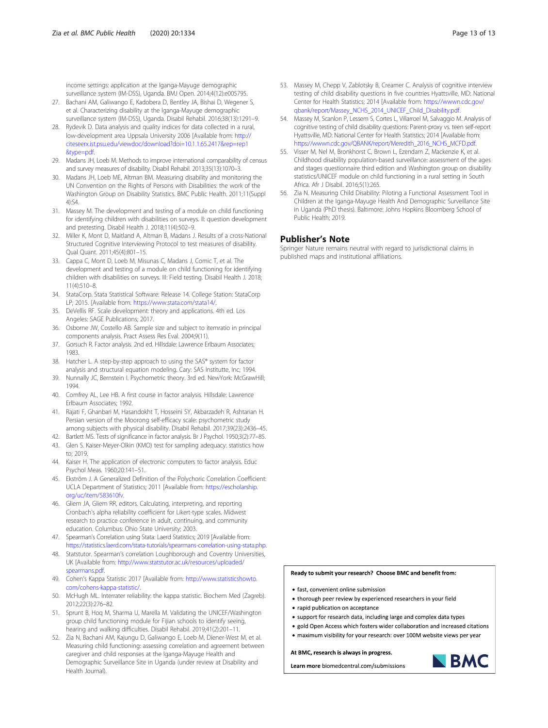income settings: application at the Iganga-Mayuge demographic surveillance system (IM-DSS), Uganda. BMJ Open. 2014;4(12):e005795.

27. Bachani AM, Galiwango E, Kadobera D, Bentley JA, Bishai D, Wegener S, et al. Characterizing disability at the Iganga-Mayuge demographic surveillance system (IM-DSS), Uganda. Disabil Rehabil. 2016;38(13):1291–9.
28. Rydevik D. Data analysis and quality indices for data collected in a rural, low-development area Uppsala University 2006 [Available from: http://citeseerx.ist.psu.edu/viewdoc/download?doi=10.1.1.65.2417&rep=rep1&type=pdf.
29. Madans JH, Loeb M. Methods to improve international comparability of census and survey measures of disability. Disabil Rehabil. 2013;35(13):1070–3.
30. Madans JH, Loeb ME, Altman BM. Measuring disability and monitoring the UN Convention on the Rights of Persons with Disabilities: the work of the Washington Group on Disability Statistics. BMC Public Health. 2011;11(Suppl 4):S4.
31. Massey M. The development and testing of a module on child functioning for identifying children with disabilities on surveys. II: question development and pretesting. Disabil Health J. 2018;11(4):502–9.
32. Miller K, Mont D, Maitland A, Altman B, Madans J. Results of a cross-National Structured Cognitive Interviewing Protocol to test measures of disability. Qual Quant. 2011;45(4):801–15.
33. Cappa C, Mont D, Loeb M, Misunas C, Madans J, Comic T, et al. The development and testing of a module on child functioning for identifying children with disabilities on surveys. III: Field testing. Disabil Health J. 2018; 11(4):510–8.
34. StataCorp. Stata Statistical Software: Release 14. College Station: StataCorp LP; 2015. [Available from: https://www.stata.com/stata14/.
35. DeVellis RF. Scale development: theory and applications. 4th ed. Los Angeles: SAGE Publications; 2017.
36. Osborne JW, Costello AB. Sample size and subject to itemratio in principal components analysis. Pract Assess Res Eval. 2004;9(11).
37. Gorsuch R. Factor analysis. 2nd ed. Hillsdale: Lawrence Erlbaum Associates; 1983.
38. Hatcher L. A step-by-step approach to using the SAS® system for factor analysis and structural equation modeling. Cary: SAS Institutte, Inc; 1994.
39. Nunnally JC, Bernstein I. Psychometric theory. 3rd ed. NewYork: McGrawHill; 1994.
40. Comfrey AL, Lee HB. A first course in factor analysis. Hillsdale: Lawrence Erlbaum Associates; 1992.
41. Rajati F, Ghanbari M, Hasandokht T, Hosseini SY, Akbarzadeh R, Ashtarian H. Persian version of the Moorong self-efficacy scale: psychometric study among subjects with physical disability. Disabil Rehabil. 2017;39(23):2436–45.
42. Bartlett MS. Tests of significance in factor analysis. Br J Psychol. 1950;3(2):77–85.
43. Glen S. Kaiser-Meyer-Olkin (KMO) test for sampling adequacy: statistics how to; 2019.
44. Kaiser H. The application of electronic computers to factor analysis. Educ Psychol Meas. 1960;20:141–51.
45. Ekström J. A Generalized Definition of the Polychoric Correlation Coefficient: UCLA Department of Statistics; 2011 [Available from: https://escholarship.org/uc/item/583610fv.
46. Gliem JA, Gliem RR, editors. Calculating, interpreting, and reporting Cronbach's alpha reliability coefficient for Likert-type scales. Midwest research to practice conference in adult, continuing, and community education. Columbus: Ohio State University; 2003.
47. Spearman's Correlation using Stata: Laerd Statistics; 2019 [Available from: https://statistics.laerd.com/stata-tutorials/spearmans-correlation-using-stata.php.
48. Statstutor. Spearman's correlation Loughborough and Coventry Universities, UK [Available from: http://www.statstutor.ac.uk/resources/uploaded/spearmans.pdf.
49. Cohen's Kappa Statistic 2017 [Available from: http://www.statisticshowto.com/cohens-kappa-statistic/.
50. McHugh ML. Interrater reliability: the kappa statistic. Biochem Med (Zagreb). 2012;22(3):276–82.
51. Sprunt B, Hoq M, Sharma U, Marella M. Validating the UNICEF/Washington group child functioning module for Fijian schools to identify seeing, hearing and walking difficulties. Disabil Rehabil. 2019;41(2):201–11.
52. Zia N, Bachani AM, Kajungu D, Galiwango E, Loeb M, Diener-West M, et al. Measuring child functioning: assessing correlation and agreement between caregiver and child responses at the Iganga-Mayuge Health and Demographic Surveillance Site in Uganda (under review at Disability and Health Journal).
53. Massey M, Chepp V, Zablotsky B, Creamer C. Analysis of cognitive interview testing of child disability questions in five countries Hyattsville, MD: National Center for Health Statistics; 2014 [Available from: https://wwwn.cdc.gov/qbank/report/Massey_NCHS_2014_UNICEF_Child_Disability.pdf.
54. Massey M, Scanlon P, Lessem S, Cortes L, Villarroel M, Salvaggio M. Analysis of cognitive testing of child disability questions: Parent-proxy vs. teen self-report Hyattsville, MD: National Center for Health Statistics; 2014 [Available from: https://wwwn.cdc.gov/QBANK/report/Meredith_2016_NCHS_MCFD.pdf.
55. Visser M, Nel M, Bronkhorst C, Brown L, Ezendam Z, Mackenzie K, et al. Childhood disability population-based surveillance: assessment of the ages and stages questionnaire third edition and Washington group on disability statistics/UNICEF module on child functioning in a rural setting in South Africa. Afr J Disabil. 2016;5(1):265.
56. Zia N. Measuring Child Disability: Piloting a Functional Assessment Tool in Children at the Iganga-Mayuge Health And Demographic Surveillance Site in Uganda (PhD thesis). Baltimore: Johns Hopkins Bloomberg School of Public Health; 2019.

## Publisher's Note

Springer Nature remains neutral with regard to jurisdictional claims in published maps and institutional affiliations.

**Ready to submit your research? Choose BMC and benefit from:**

- fast, convenient online submission
- thorough peer review by experienced researchers in your field
- rapid publication on acceptance
- support for research data, including large and complex data types
- gold Open Access which fosters wider collaboration and increased citations
- maximum visibility for your research: over 100M website views per year

**At BMC, research is always in progress.**

**Learn more** biomedcentral.com/submissions

BMC